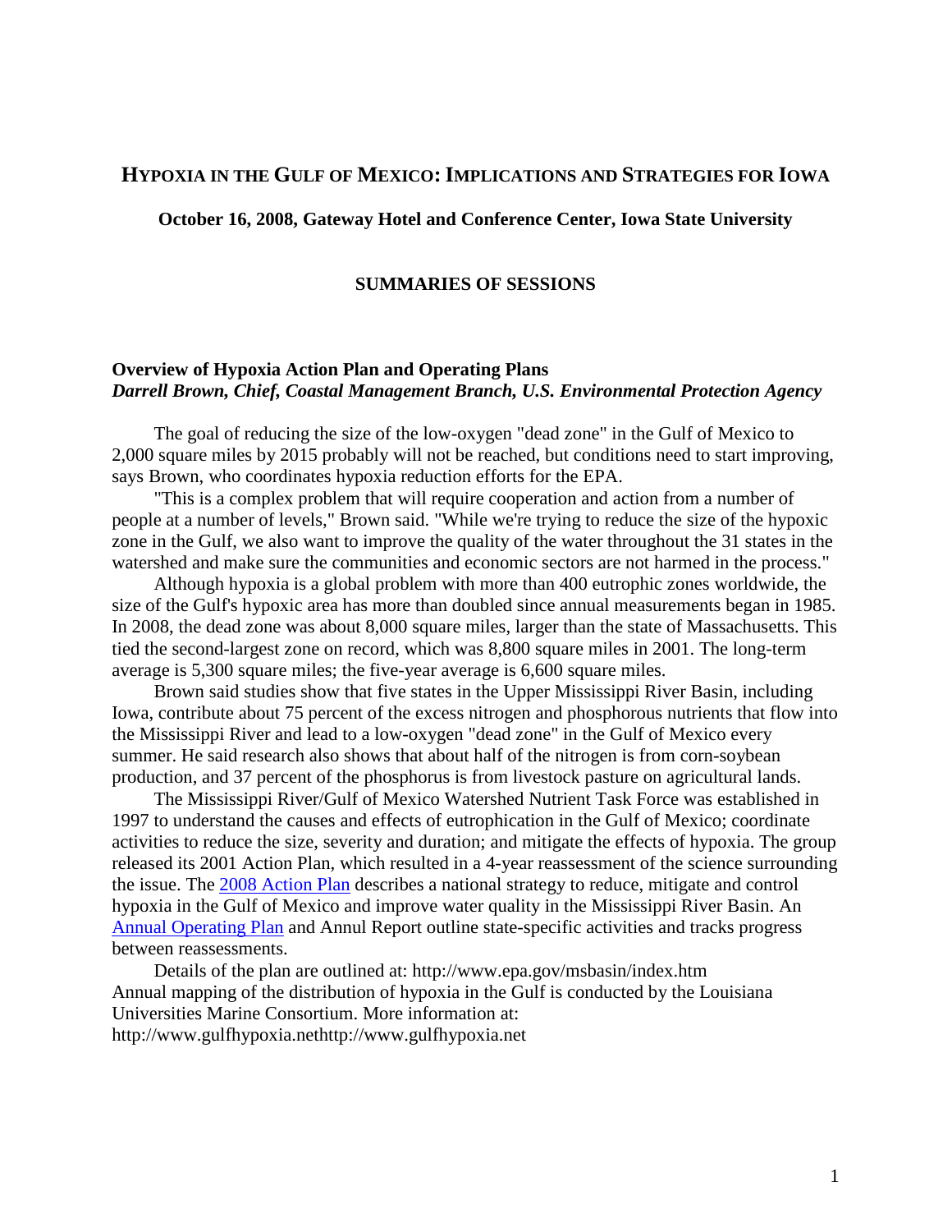# HYPOXIA IN THE GULF OF MEXICO: IMPLICATIONS AND STRATEGIES FOR IOWA

**October 16, 2008, Gateway Hotel and Conference Center, Iowa State University**

**SUMMARIES OF SESSIONS**

## Overview of Hypoxia Action Plan and Operating Plans
***Darrell Brown, Chief, Coastal Management Branch, U.S. Environmental Protection Agency***

The goal of reducing the size of the low-oxygen "dead zone" in the Gulf of Mexico to 2,000 square miles by 2015 probably will not be reached, but conditions need to start improving, says Brown, who coordinates hypoxia reduction efforts for the EPA.

"This is a complex problem that will require cooperation and action from a number of people at a number of levels," Brown said. "While we're trying to reduce the size of the hypoxic zone in the Gulf, we also want to improve the quality of the water throughout the 31 states in the watershed and make sure the communities and economic sectors are not harmed in the process."

Although hypoxia is a global problem with more than 400 eutrophic zones worldwide, the size of the Gulf's hypoxic area has more than doubled since annual measurements began in 1985. In 2008, the dead zone was about 8,000 square miles, larger than the state of Massachusetts. This tied the second-largest zone on record, which was 8,800 square miles in 2001. The long-term average is 5,300 square miles; the five-year average is 6,600 square miles.

Brown said studies show that five states in the Upper Mississippi River Basin, including Iowa, contribute about 75 percent of the excess nitrogen and phosphorous nutrients that flow into the Mississippi River and lead to a low-oxygen "dead zone" in the Gulf of Mexico every summer. He said research also shows that about half of the nitrogen is from corn-soybean production, and 37 percent of the phosphorus is from livestock pasture on agricultural lands.

The Mississippi River/Gulf of Mexico Watershed Nutrient Task Force was established in 1997 to understand the causes and effects of eutrophication in the Gulf of Mexico; coordinate activities to reduce the size, severity and duration; and mitigate the effects of hypoxia. The group released its 2001 Action Plan, which resulted in a 4-year reassessment of the science surrounding the issue. The 2008 Action Plan describes a national strategy to reduce, mitigate and control hypoxia in the Gulf of Mexico and improve water quality in the Mississippi River Basin. An Annual Operating Plan and Annul Report outline state-specific activities and tracks progress between reassessments.

Details of the plan are outlined at: http://www.epa.gov/msbasin/index.htm
Annual mapping of the distribution of hypoxia in the Gulf is conducted by the Louisiana Universities Marine Consortium. More information at: http://www.gulfhypoxia.nethttp://www.gulfhypoxia.net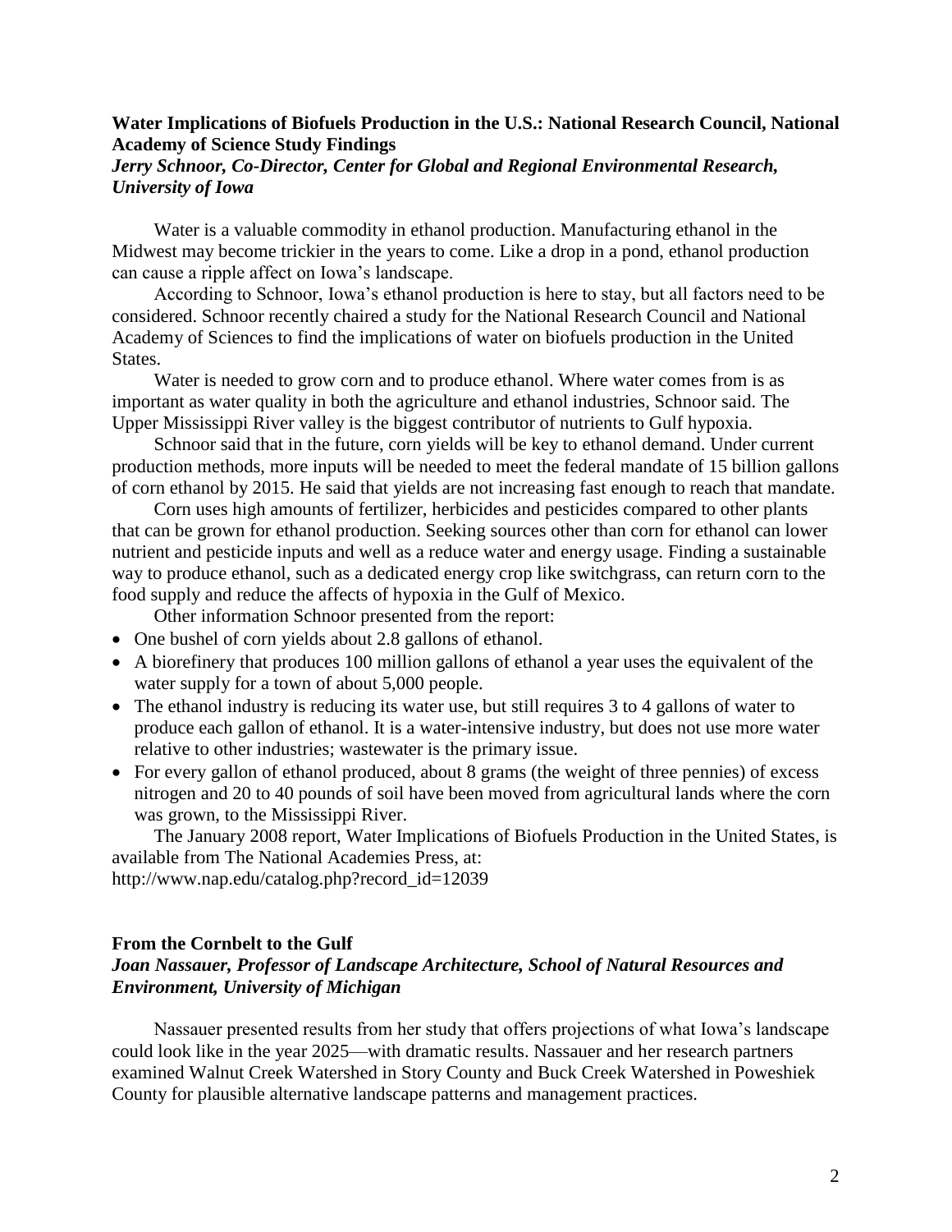### Water Implications of Biofuels Production in the U.S.: National Research Council, National Academy of Science Study Findings

***Jerry Schnoor, Co-Director, Center for Global and Regional Environmental Research, University of Iowa***

Water is a valuable commodity in ethanol production. Manufacturing ethanol in the Midwest may become trickier in the years to come. Like a drop in a pond, ethanol production can cause a ripple affect on Iowa's landscape.

According to Schnoor, Iowa's ethanol production is here to stay, but all factors need to be considered. Schnoor recently chaired a study for the National Research Council and National Academy of Sciences to find the implications of water on biofuels production in the United States.

Water is needed to grow corn and to produce ethanol. Where water comes from is as important as water quality in both the agriculture and ethanol industries, Schnoor said. The Upper Mississippi River valley is the biggest contributor of nutrients to Gulf hypoxia.

Schnoor said that in the future, corn yields will be key to ethanol demand. Under current production methods, more inputs will be needed to meet the federal mandate of 15 billion gallons of corn ethanol by 2015. He said that yields are not increasing fast enough to reach that mandate.

Corn uses high amounts of fertilizer, herbicides and pesticides compared to other plants that can be grown for ethanol production. Seeking sources other than corn for ethanol can lower nutrient and pesticide inputs and well as a reduce water and energy usage. Finding a sustainable way to produce ethanol, such as a dedicated energy crop like switchgrass, can return corn to the food supply and reduce the affects of hypoxia in the Gulf of Mexico.

Other information Schnoor presented from the report:

- One bushel of corn yields about 2.8 gallons of ethanol.
- A biorefinery that produces 100 million gallons of ethanol a year uses the equivalent of the water supply for a town of about 5,000 people.
- The ethanol industry is reducing its water use, but still requires 3 to 4 gallons of water to produce each gallon of ethanol. It is a water-intensive industry, but does not use more water relative to other industries; wastewater is the primary issue.
- For every gallon of ethanol produced, about 8 grams (the weight of three pennies) of excess nitrogen and 20 to 40 pounds of soil have been moved from agricultural lands where the corn was grown, to the Mississippi River.

The January 2008 report, Water Implications of Biofuels Production in the United States, is available from The National Academies Press, at: http://www.nap.edu/catalog.php?record_id=12039

### From the Cornbelt to the Gulf

***Joan Nassauer, Professor of Landscape Architecture, School of Natural Resources and Environment, University of Michigan***

Nassauer presented results from her study that offers projections of what Iowa's landscape could look like in the year 2025—with dramatic results. Nassauer and her research partners examined Walnut Creek Watershed in Story County and Buck Creek Watershed in Poweshiek County for plausible alternative landscape patterns and management practices.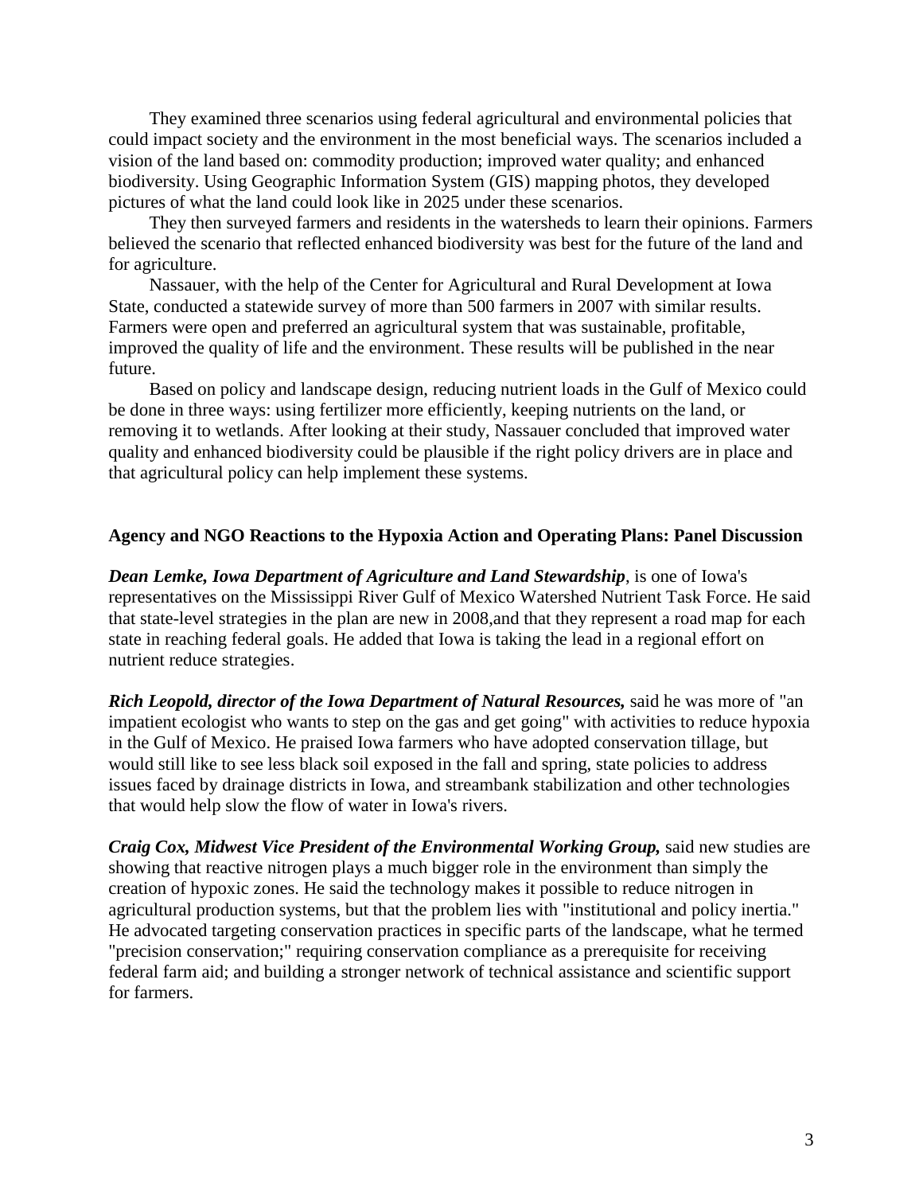They examined three scenarios using federal agricultural and environmental policies that could impact society and the environment in the most beneficial ways. The scenarios included a vision of the land based on: commodity production; improved water quality; and enhanced biodiversity. Using Geographic Information System (GIS) mapping photos, they developed pictures of what the land could look like in 2025 under these scenarios.

They then surveyed farmers and residents in the watersheds to learn their opinions. Farmers believed the scenario that reflected enhanced biodiversity was best for the future of the land and for agriculture.

Nassauer, with the help of the Center for Agricultural and Rural Development at Iowa State, conducted a statewide survey of more than 500 farmers in 2007 with similar results. Farmers were open and preferred an agricultural system that was sustainable, profitable, improved the quality of life and the environment. These results will be published in the near future.

Based on policy and landscape design, reducing nutrient loads in the Gulf of Mexico could be done in three ways: using fertilizer more efficiently, keeping nutrients on the land, or removing it to wetlands. After looking at their study, Nassauer concluded that improved water quality and enhanced biodiversity could be plausible if the right policy drivers are in place and that agricultural policy can help implement these systems.

**Agency and NGO Reactions to the Hypoxia Action and Operating Plans: Panel Discussion**

***Dean Lemke, Iowa Department of Agriculture and Land Stewardship***, is one of Iowa's representatives on the Mississippi River Gulf of Mexico Watershed Nutrient Task Force. He said that state-level strategies in the plan are new in 2008,and that they represent a road map for each state in reaching federal goals. He added that Iowa is taking the lead in a regional effort on nutrient reduce strategies.

***Rich Leopold, director of the Iowa Department of Natural Resources,*** said he was more of "an impatient ecologist who wants to step on the gas and get going" with activities to reduce hypoxia in the Gulf of Mexico. He praised Iowa farmers who have adopted conservation tillage, but would still like to see less black soil exposed in the fall and spring, state policies to address issues faced by drainage districts in Iowa, and streambank stabilization and other technologies that would help slow the flow of water in Iowa's rivers.

***Craig Cox, Midwest Vice President of the Environmental Working Group,*** said new studies are showing that reactive nitrogen plays a much bigger role in the environment than simply the creation of hypoxic zones. He said the technology makes it possible to reduce nitrogen in agricultural production systems, but that the problem lies with "institutional and policy inertia." He advocated targeting conservation practices in specific parts of the landscape, what he termed "precision conservation;" requiring conservation compliance as a prerequisite for receiving federal farm aid; and building a stronger network of technical assistance and scientific support for farmers.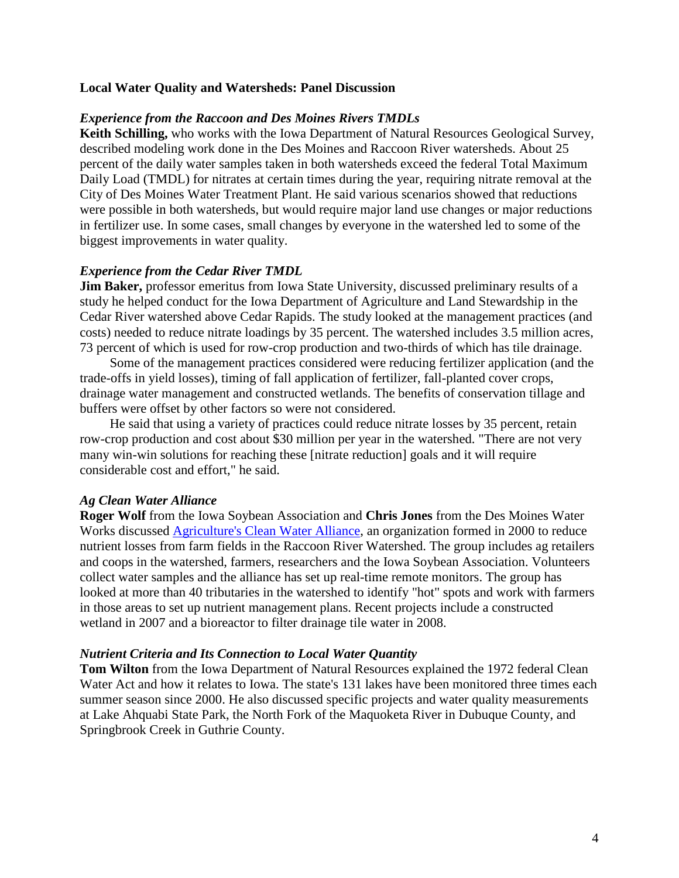## Local Water Quality and Watersheds: Panel Discussion

### *Experience from the Raccoon and Des Moines Rivers TMDLs*

**Keith Schilling,** who works with the Iowa Department of Natural Resources Geological Survey, described modeling work done in the Des Moines and Raccoon River watersheds. About 25 percent of the daily water samples taken in both watersheds exceed the federal Total Maximum Daily Load (TMDL) for nitrates at certain times during the year, requiring nitrate removal at the City of Des Moines Water Treatment Plant. He said various scenarios showed that reductions were possible in both watersheds, but would require major land use changes or major reductions in fertilizer use. In some cases, small changes by everyone in the watershed led to some of the biggest improvements in water quality.

### *Experience from the Cedar River TMDL*

**Jim Baker,** professor emeritus from Iowa State University, discussed preliminary results of a study he helped conduct for the Iowa Department of Agriculture and Land Stewardship in the Cedar River watershed above Cedar Rapids. The study looked at the management practices (and costs) needed to reduce nitrate loadings by 35 percent. The watershed includes 3.5 million acres, 73 percent of which is used for row-crop production and two-thirds of which has tile drainage.

Some of the management practices considered were reducing fertilizer application (and the trade-offs in yield losses), timing of fall application of fertilizer, fall-planted cover crops, drainage water management and constructed wetlands. The benefits of conservation tillage and buffers were offset by other factors so were not considered.

He said that using a variety of practices could reduce nitrate losses by 35 percent, retain row-crop production and cost about $30 million per year in the watershed. "There are not very many win-win solutions for reaching these [nitrate reduction] goals and it will require considerable cost and effort," he said.

### *Ag Clean Water Alliance*

**Roger Wolf** from the Iowa Soybean Association and **Chris Jones** from the Des Moines Water Works discussed Agriculture's Clean Water Alliance, an organization formed in 2000 to reduce nutrient losses from farm fields in the Raccoon River Watershed. The group includes ag retailers and coops in the watershed, farmers, researchers and the Iowa Soybean Association. Volunteers collect water samples and the alliance has set up real-time remote monitors. The group has looked at more than 40 tributaries in the watershed to identify "hot" spots and work with farmers in those areas to set up nutrient management plans. Recent projects include a constructed wetland in 2007 and a bioreactor to filter drainage tile water in 2008.

### *Nutrient Criteria and Its Connection to Local Water Quantity*

**Tom Wilton** from the Iowa Department of Natural Resources explained the 1972 federal Clean Water Act and how it relates to Iowa. The state's 131 lakes have been monitored three times each summer season since 2000. He also discussed specific projects and water quality measurements at Lake Ahquabi State Park, the North Fork of the Maquoketa River in Dubuque County, and Springbrook Creek in Guthrie County.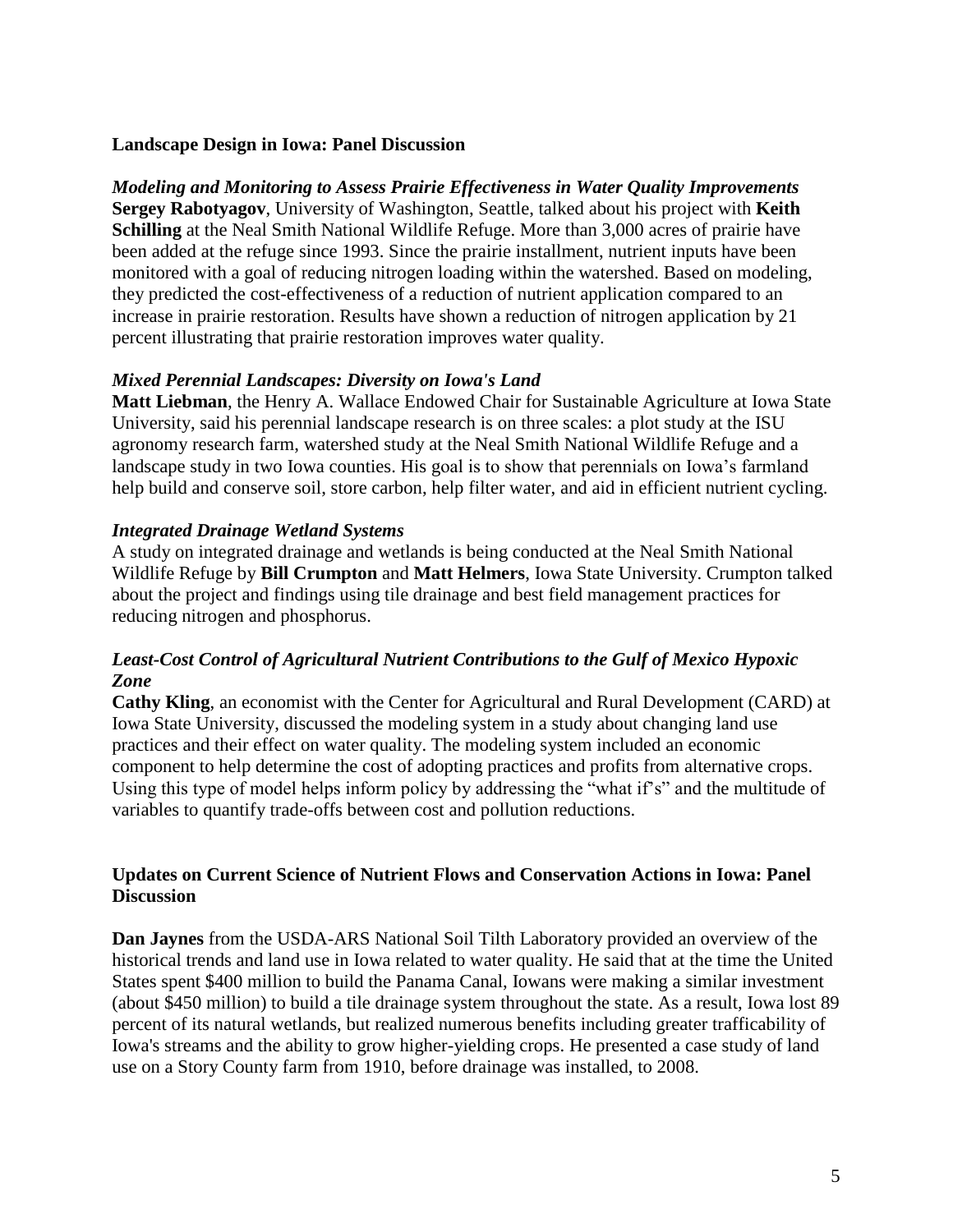## Landscape Design in Iowa: Panel Discussion

### *Modeling and Monitoring to Assess Prairie Effectiveness in Water Quality Improvements*

**Sergey Rabotyagov**, University of Washington, Seattle, talked about his project with **Keith Schilling** at the Neal Smith National Wildlife Refuge. More than 3,000 acres of prairie have been added at the refuge since 1993. Since the prairie installment, nutrient inputs have been monitored with a goal of reducing nitrogen loading within the watershed. Based on modeling, they predicted the cost-effectiveness of a reduction of nutrient application compared to an increase in prairie restoration. Results have shown a reduction of nitrogen application by 21 percent illustrating that prairie restoration improves water quality.

### *Mixed Perennial Landscapes: Diversity on Iowa's Land*

**Matt Liebman**, the Henry A. Wallace Endowed Chair for Sustainable Agriculture at Iowa State University, said his perennial landscape research is on three scales: a plot study at the ISU agronomy research farm, watershed study at the Neal Smith National Wildlife Refuge and a landscape study in two Iowa counties. His goal is to show that perennials on Iowa's farmland help build and conserve soil, store carbon, help filter water, and aid in efficient nutrient cycling.

### *Integrated Drainage Wetland Systems*

A study on integrated drainage and wetlands is being conducted at the Neal Smith National Wildlife Refuge by **Bill Crumpton** and **Matt Helmers**, Iowa State University. Crumpton talked about the project and findings using tile drainage and best field management practices for reducing nitrogen and phosphorus.

### *Least-Cost Control of Agricultural Nutrient Contributions to the Gulf of Mexico Hypoxic Zone*

**Cathy Kling**, an economist with the Center for Agricultural and Rural Development (CARD) at Iowa State University, discussed the modeling system in a study about changing land use practices and their effect on water quality. The modeling system included an economic component to help determine the cost of adopting practices and profits from alternative crops. Using this type of model helps inform policy by addressing the "what if's" and the multitude of variables to quantify trade-offs between cost and pollution reductions.

## Updates on Current Science of Nutrient Flows and Conservation Actions in Iowa: Panel Discussion

**Dan Jaynes** from the USDA-ARS National Soil Tilth Laboratory provided an overview of the historical trends and land use in Iowa related to water quality. He said that at the time the United States spent $400 million to build the Panama Canal, Iowans were making a similar investment (about $450 million) to build a tile drainage system throughout the state. As a result, Iowa lost 89 percent of its natural wetlands, but realized numerous benefits including greater trafficability of Iowa's streams and the ability to grow higher-yielding crops. He presented a case study of land use on a Story County farm from 1910, before drainage was installed, to 2008.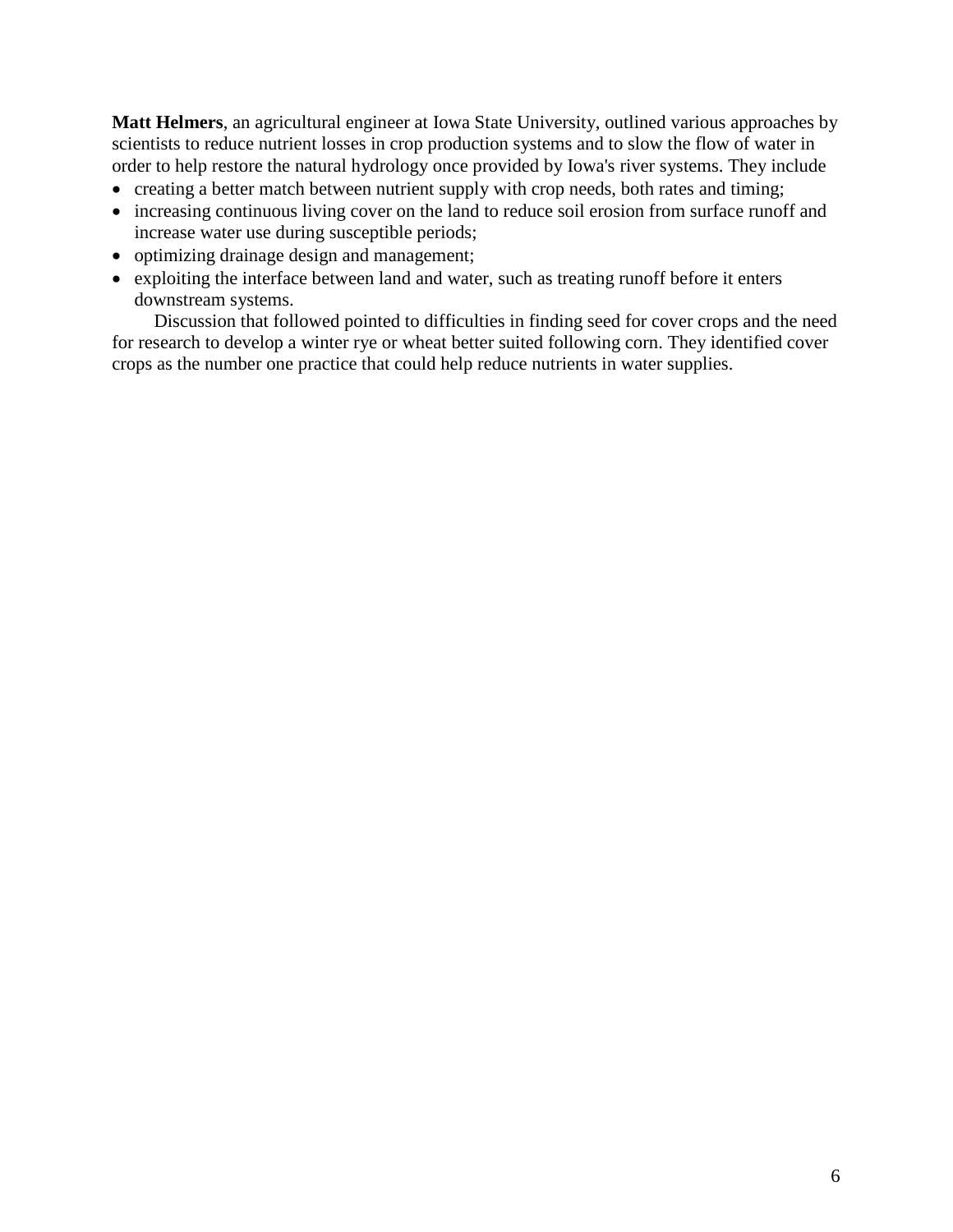**Matt Helmers**, an agricultural engineer at Iowa State University, outlined various approaches by scientists to reduce nutrient losses in crop production systems and to slow the flow of water in order to help restore the natural hydrology once provided by Iowa's river systems. They include

- creating a better match between nutrient supply with crop needs, both rates and timing;
- increasing continuous living cover on the land to reduce soil erosion from surface runoff and increase water use during susceptible periods;
- optimizing drainage design and management;
- exploiting the interface between land and water, such as treating runoff before it enters downstream systems.

Discussion that followed pointed to difficulties in finding seed for cover crops and the need for research to develop a winter rye or wheat better suited following corn. They identified cover crops as the number one practice that could help reduce nutrients in water supplies.